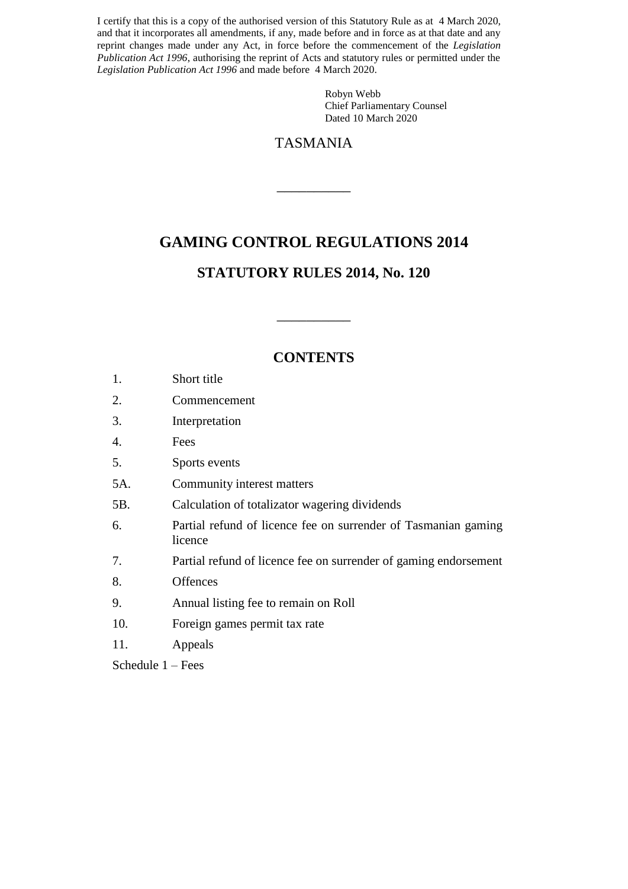I certify that this is a copy of the authorised version of this Statutory Rule as at 4 March 2020, and that it incorporates all amendments, if any, made before and in force as at that date and any reprint changes made under any Act, in force before the commencement of the *Legislation Publication Act 1996*, authorising the reprint of Acts and statutory rules or permitted under the *Legislation Publication Act 1996* and made before 4 March 2020.

Robyn Webb
Chief Parliamentary Counsel
Dated 10 March 2020

TASMANIA

---

# GAMING CONTROL REGULATIONS 2014

## STATUTORY RULES 2014, No. 120

---

## CONTENTS

1. Short title
2. Commencement
3. Interpretation
4. Fees
5. Sports events
5A. Community interest matters
5B. Calculation of totalizator wagering dividends
6. Partial refund of licence fee on surrender of Tasmanian gaming licence
7. Partial refund of licence fee on surrender of gaming endorsement
8. Offences
9. Annual listing fee to remain on Roll
10. Foreign games permit tax rate
11. Appeals

Schedule 1 – Fees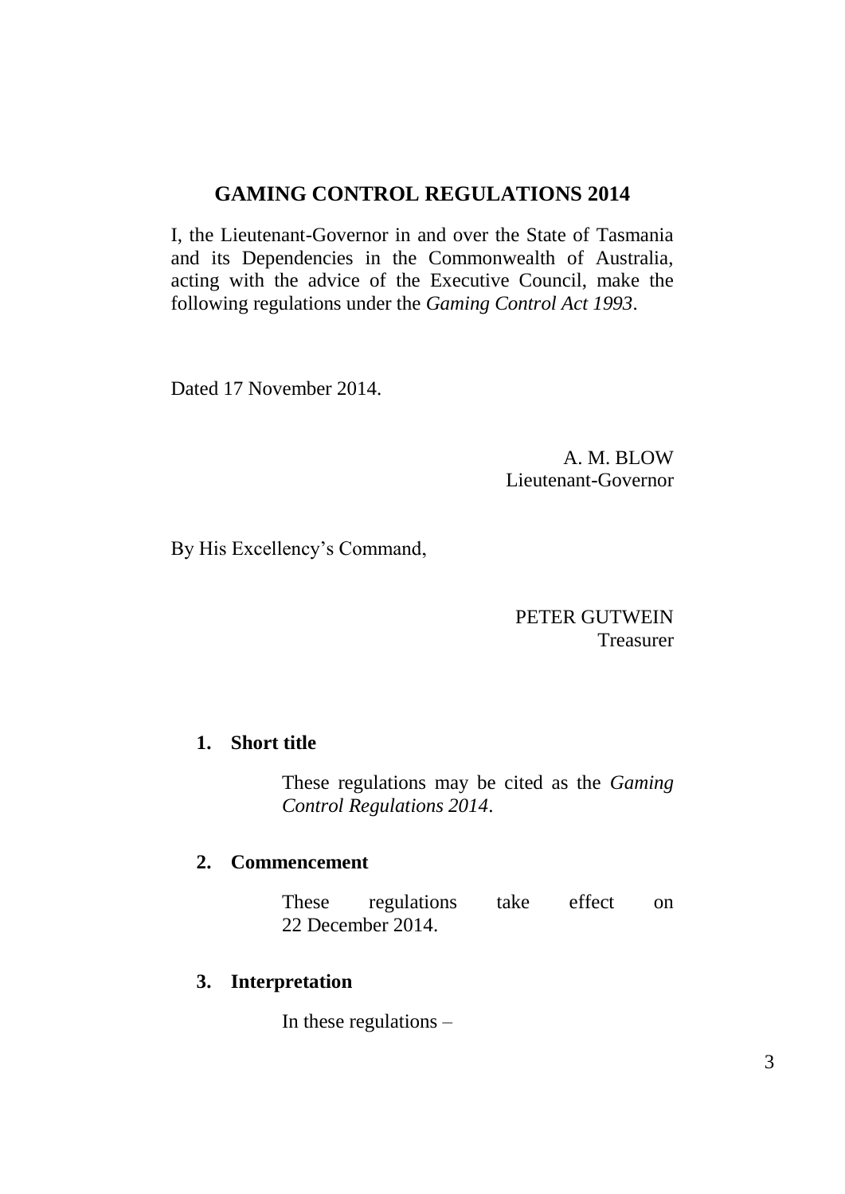# GAMING CONTROL REGULATIONS 2014

I, the Lieutenant-Governor in and over the State of Tasmania and its Dependencies in the Commonwealth of Australia, acting with the advice of the Executive Council, make the following regulations under the *Gaming Control Act 1993*.

Dated 17 November 2014.

A. M. BLOW
Lieutenant-Governor

By His Excellency's Command,

PETER GUTWEIN
Treasurer

## 1. Short title

These regulations may be cited as the *Gaming Control Regulations 2014*.

## 2. Commencement

These regulations take effect on 22 December 2014.

## 3. Interpretation

In these regulations –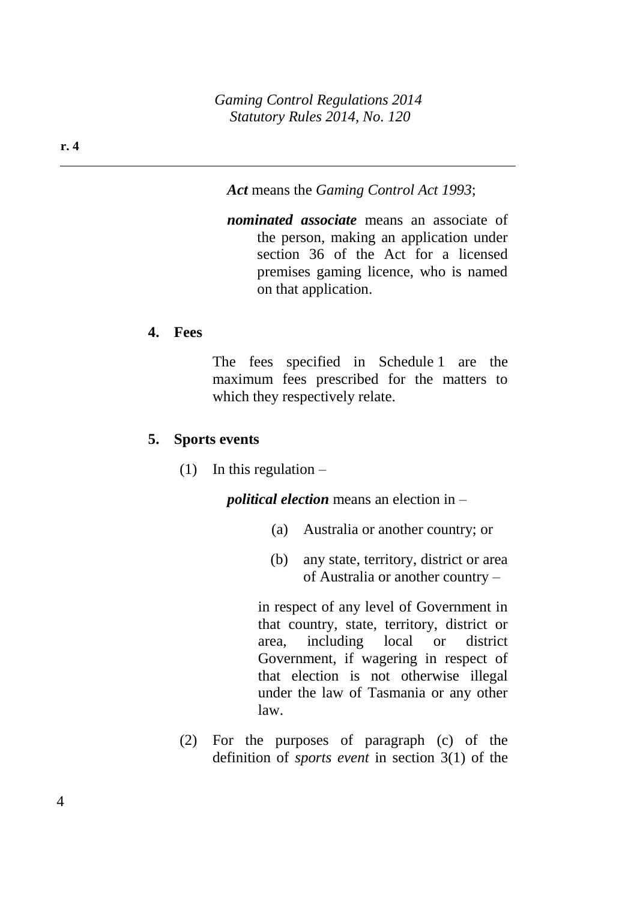***Act*** means the *Gaming Control Act 1993*;

***nominated associate*** means an associate of the person, making an application under section 36 of the Act for a licensed premises gaming licence, who is named on that application.

**4. Fees**

The fees specified in Schedule 1 are the maximum fees prescribed for the matters to which they respectively relate.

**5. Sports events**

(1) In this regulation –

***political election*** means an election in –

(a) Australia or another country; or

(b) any state, territory, district or area of Australia or another country –

in respect of any level of Government in that country, state, territory, district or area, including local or district Government, if wagering in respect of that election is not otherwise illegal under the law of Tasmania or any other law.

(2) For the purposes of paragraph (c) of the definition of *sports event* in section 3(1) of the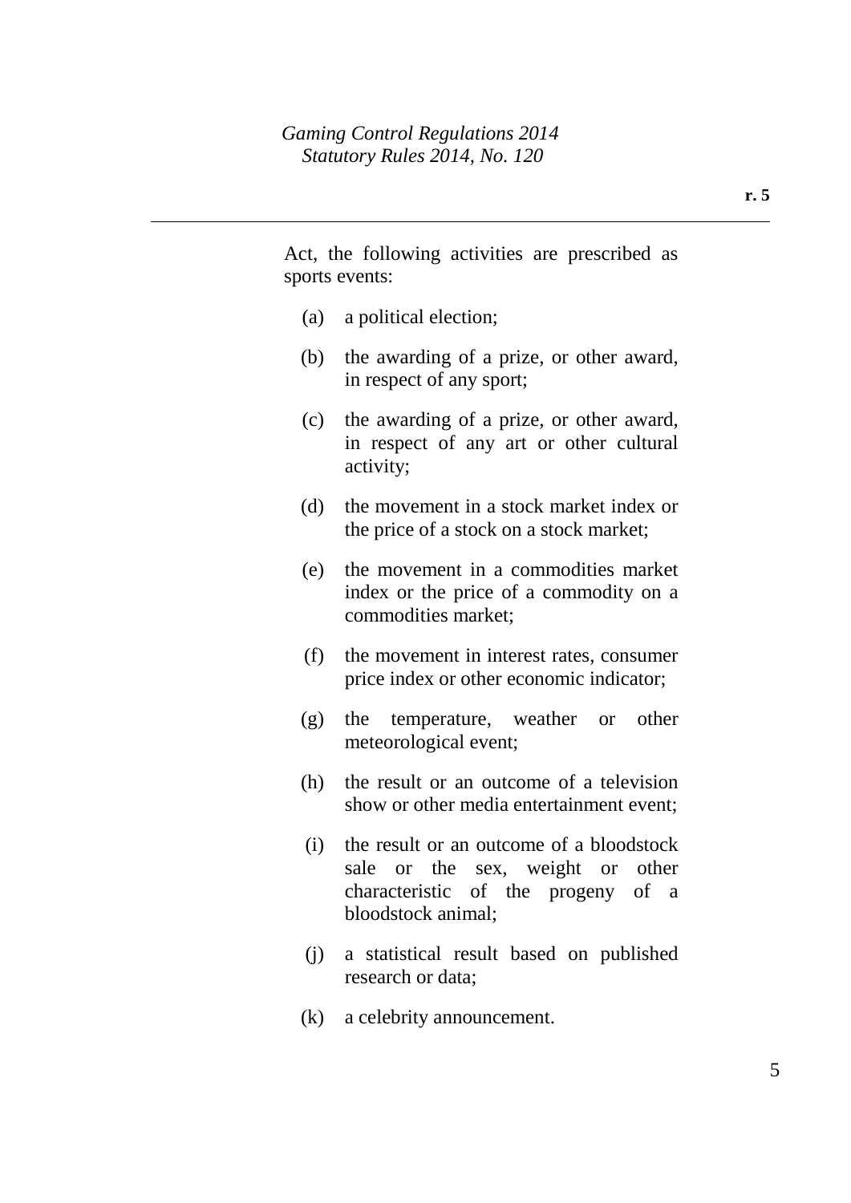Act, the following activities are prescribed as sports events:

(a) a political election;

(b) the awarding of a prize, or other award, in respect of any sport;

(c) the awarding of a prize, or other award, in respect of any art or other cultural activity;

(d) the movement in a stock market index or the price of a stock on a stock market;

(e) the movement in a commodities market index or the price of a commodity on a commodities market;

(f) the movement in interest rates, consumer price index or other economic indicator;

(g) the temperature, weather or other meteorological event;

(h) the result or an outcome of a television show or other media entertainment event;

(i) the result or an outcome of a bloodstock sale or the sex, weight or other characteristic of the progeny of a bloodstock animal;

(j) a statistical result based on published research or data;

(k) a celebrity announcement.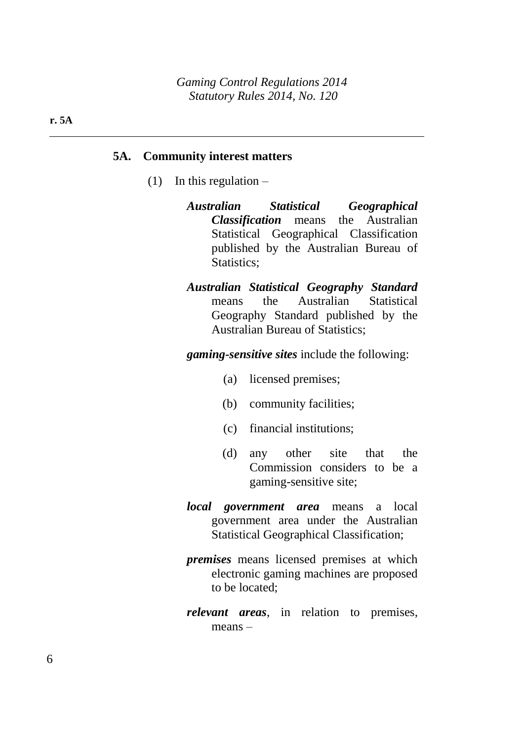## 5A. Community interest matters

(1) In this regulation –

***Australian Statistical Geographical Classification*** means the Australian Statistical Geographical Classification published by the Australian Bureau of Statistics;

***Australian Statistical Geography Standard*** means the Australian Statistical Geography Standard published by the Australian Bureau of Statistics;

***gaming-sensitive sites*** include the following:

(a) licensed premises;

(b) community facilities;

(c) financial institutions;

(d) any other site that the Commission considers to be a gaming-sensitive site;

***local government area*** means a local government area under the Australian Statistical Geographical Classification;

***premises*** means licensed premises at which electronic gaming machines are proposed to be located;

***relevant areas***, in relation to premises, means –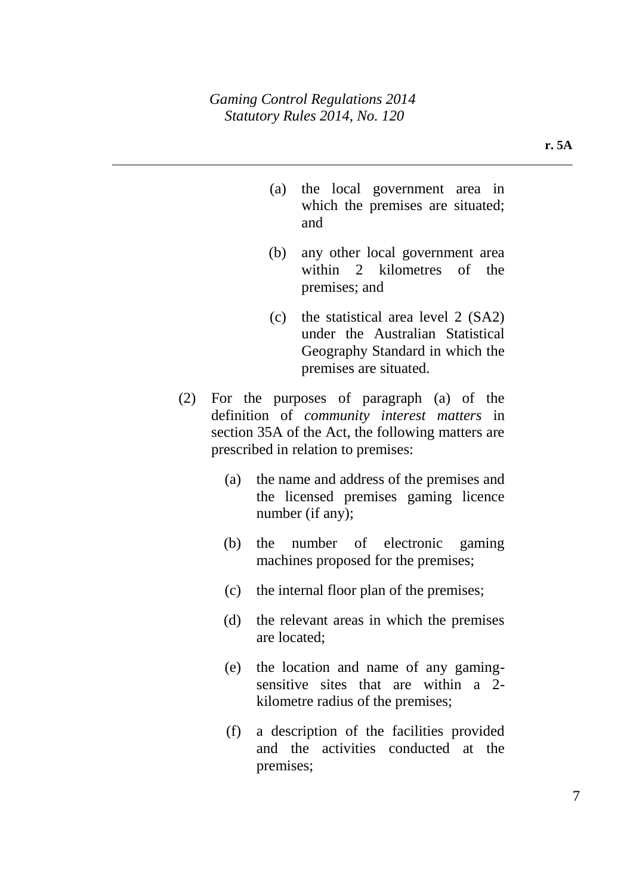(a) the local government area in which the premises are situated; and

(b) any other local government area within 2 kilometres of the premises; and

(c) the statistical area level 2 (SA2) under the Australian Statistical Geography Standard in which the premises are situated.

(2) For the purposes of paragraph (a) of the definition of *community interest matters* in section 35A of the Act, the following matters are prescribed in relation to premises:

(a) the name and address of the premises and the licensed premises gaming licence number (if any);

(b) the number of electronic gaming machines proposed for the premises;

(c) the internal floor plan of the premises;

(d) the relevant areas in which the premises are located;

(e) the location and name of any gaming-sensitive sites that are within a 2-kilometre radius of the premises;

(f) a description of the facilities provided and the activities conducted at the premises;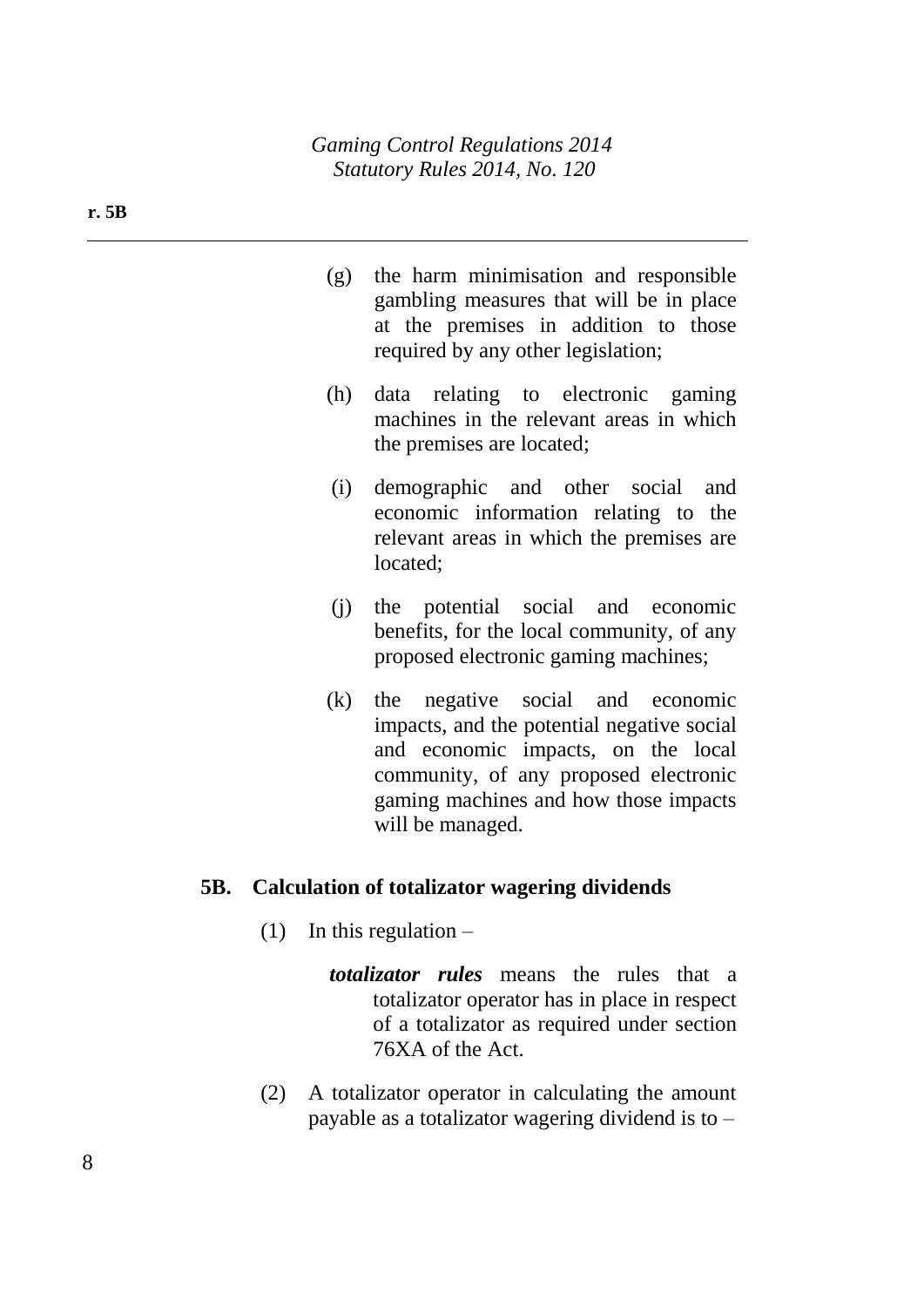(g) the harm minimisation and responsible gambling measures that will be in place at the premises in addition to those required by any other legislation;

(h) data relating to electronic gaming machines in the relevant areas in which the premises are located;

(i) demographic and other social and economic information relating to the relevant areas in which the premises are located;

(j) the potential social and economic benefits, for the local community, of any proposed electronic gaming machines;

(k) the negative social and economic impacts, and the potential negative social and economic impacts, on the local community, of any proposed electronic gaming machines and how those impacts will be managed.

### 5B. Calculation of totalizator wagering dividends

(1) In this regulation –

***totalizator rules*** means the rules that a totalizator operator has in place in respect of a totalizator as required under section 76XA of the Act.

(2) A totalizator operator in calculating the amount payable as a totalizator wagering dividend is to –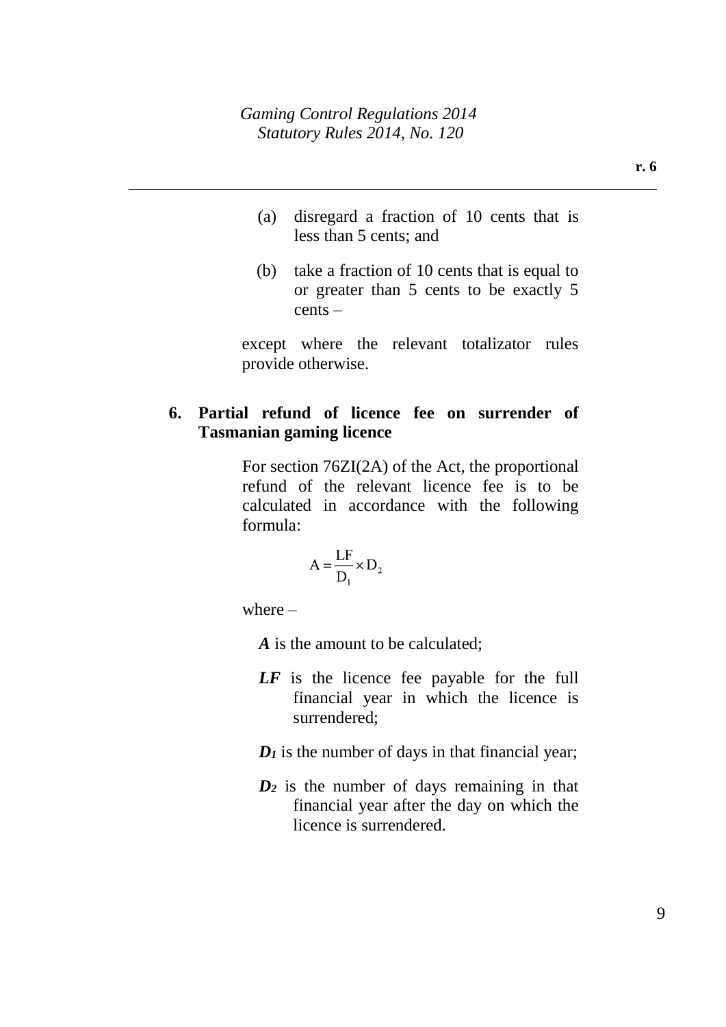(a) disregard a fraction of 10 cents that is less than 5 cents; and

(b) take a fraction of 10 cents that is equal to or greater than 5 cents to be exactly 5 cents –

except where the relevant totalizator rules provide otherwise.

**6. Partial refund of licence fee on surrender of Tasmanian gaming licence**

For section 76ZI(2A) of the Act, the proportional refund of the relevant licence fee is to be calculated in accordance with the following formula:

$$A = \frac{LF}{D_1} \times D_2$$

where –

***A*** is the amount to be calculated;

***LF*** is the licence fee payable for the full financial year in which the licence is surrendered;

$D_1$ is the number of days in that financial year;

$D_2$ is the number of days remaining in that financial year after the day on which the licence is surrendered.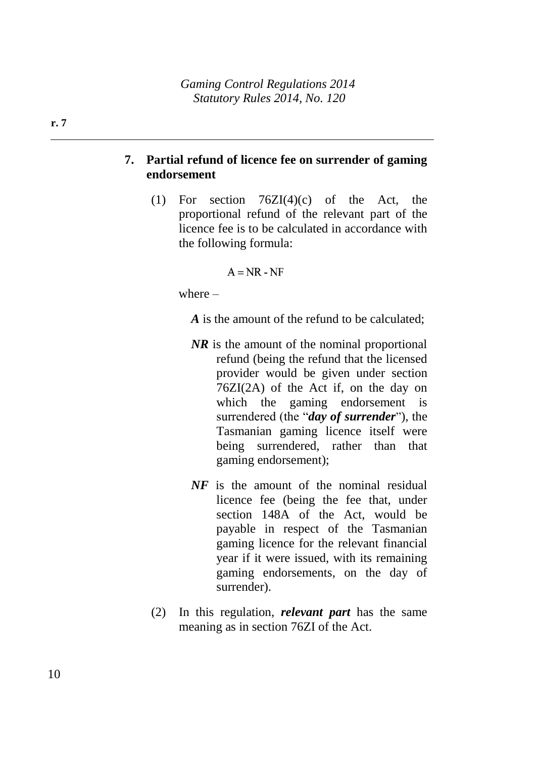## 7. Partial refund of licence fee on surrender of gaming endorsement

(1) For section 76ZI(4)(c) of the Act, the proportional refund of the relevant part of the licence fee is to be calculated in accordance with the following formula:

$$A = NR - NF$$

where –

***A*** is the amount of the refund to be calculated;

***NR*** is the amount of the nominal proportional refund (being the refund that the licensed provider would be given under section 76ZI(2A) of the Act if, on the day on which the gaming endorsement is surrendered (the "***day of surrender***"), the Tasmanian gaming licence itself were being surrendered, rather than that gaming endorsement);

***NF*** is the amount of the nominal residual licence fee (being the fee that, under section 148A of the Act, would be payable in respect of the Tasmanian gaming licence for the relevant financial year if it were issued, with its remaining gaming endorsements, on the day of surrender).

(2) In this regulation, ***relevant part*** has the same meaning as in section 76ZI of the Act.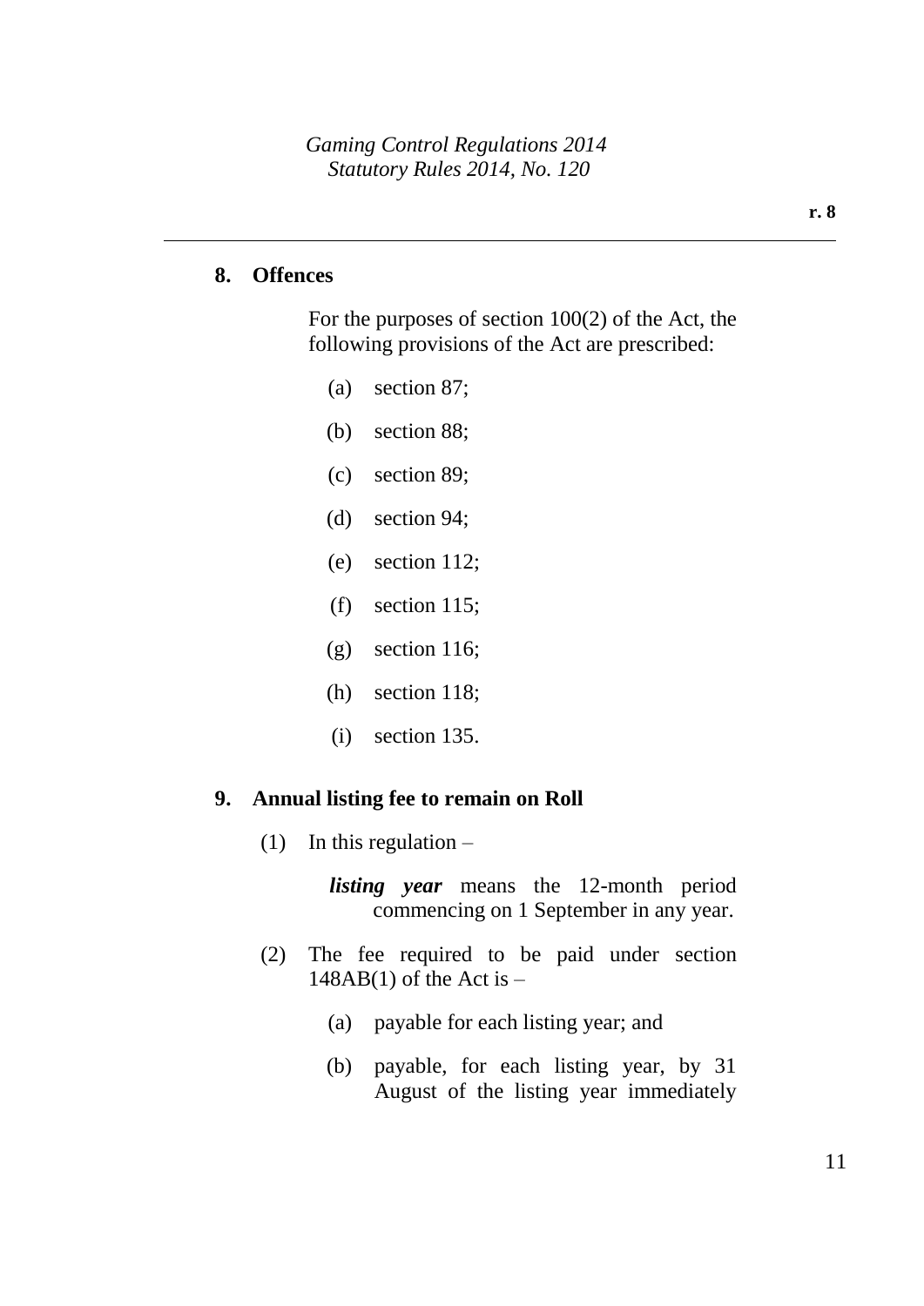## 8. Offences

For the purposes of section 100(2) of the Act, the following provisions of the Act are prescribed:

(a) section 87;

(b) section 88;

(c) section 89;

(d) section 94;

(e) section 112;

(f) section 115;

(g) section 116;

(h) section 118;

(i) section 135.

## 9. Annual listing fee to remain on Roll

(1) In this regulation –

***listing year*** means the 12-month period commencing on 1 September in any year.

(2) The fee required to be paid under section 148AB(1) of the Act is –

(a) payable for each listing year; and

(b) payable, for each listing year, by 31 August of the listing year immediately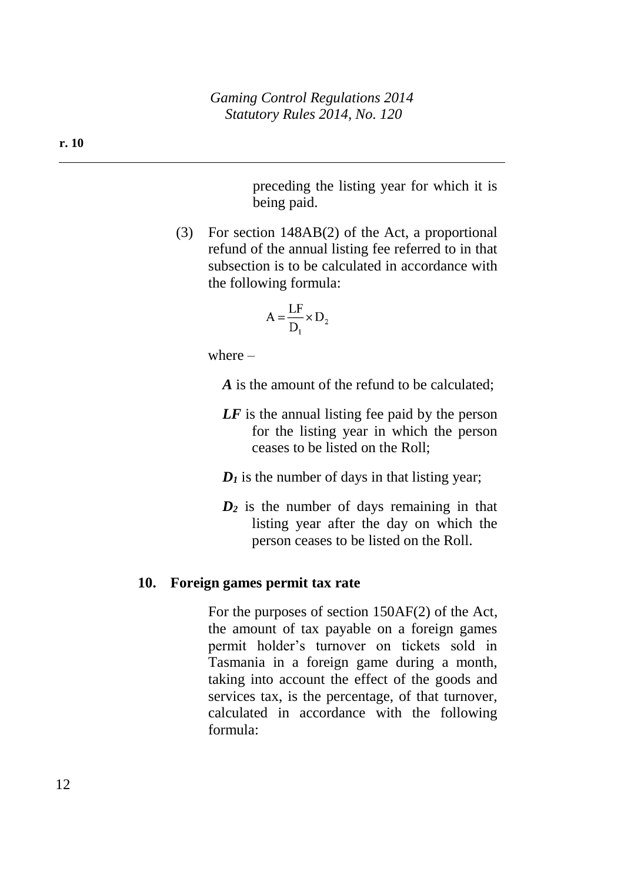preceding the listing year for which it is being paid.

(3) For section 148AB(2) of the Act, a proportional refund of the annual listing fee referred to in that subsection is to be calculated in accordance with the following formula:

$$A = \frac{LF}{D_1} \times D_2$$

where –

***A*** is the amount of the refund to be calculated;

***LF*** is the annual listing fee paid by the person for the listing year in which the person ceases to be listed on the Roll;

$\boldsymbol{D_1}$ is the number of days in that listing year;

$\boldsymbol{D_2}$ is the number of days remaining in that listing year after the day on which the person ceases to be listed on the Roll.

## 10. Foreign games permit tax rate

For the purposes of section 150AF(2) of the Act, the amount of tax payable on a foreign games permit holder's turnover on tickets sold in Tasmania in a foreign game during a month, taking into account the effect of the goods and services tax, is the percentage, of that turnover, calculated in accordance with the following formula: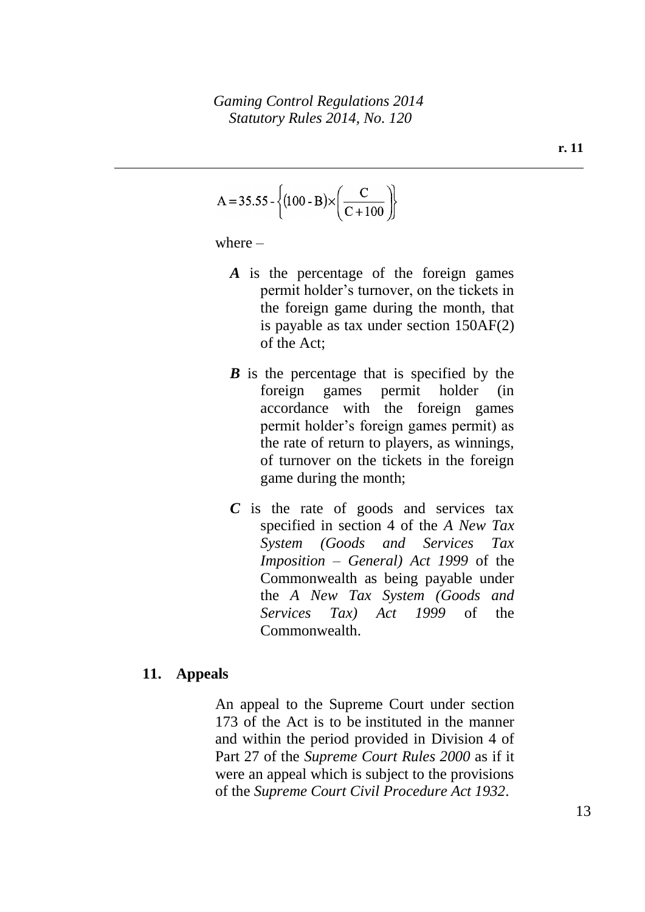$$A = 35.55 - \left\{ (100 - B) \times \left( \frac{C}{C + 100} \right) \right\}$$

where –

***A*** is the percentage of the foreign games permit holder's turnover, on the tickets in the foreign game during the month, that is payable as tax under section 150AF(2) of the Act;

***B*** is the percentage that is specified by the foreign games permit holder (in accordance with the foreign games permit holder's foreign games permit) as the rate of return to players, as winnings, of turnover on the tickets in the foreign game during the month;

***C*** is the rate of goods and services tax specified in section 4 of the *A New Tax System (Goods and Services Tax Imposition – General) Act 1999* of the Commonwealth as being payable under the *A New Tax System (Goods and Services Tax) Act 1999* of the Commonwealth.

## 11. Appeals

An appeal to the Supreme Court under section 173 of the Act is to be instituted in the manner and within the period provided in Division 4 of Part 27 of the *Supreme Court Rules 2000* as if it were an appeal which is subject to the provisions of the *Supreme Court Civil Procedure Act 1932*.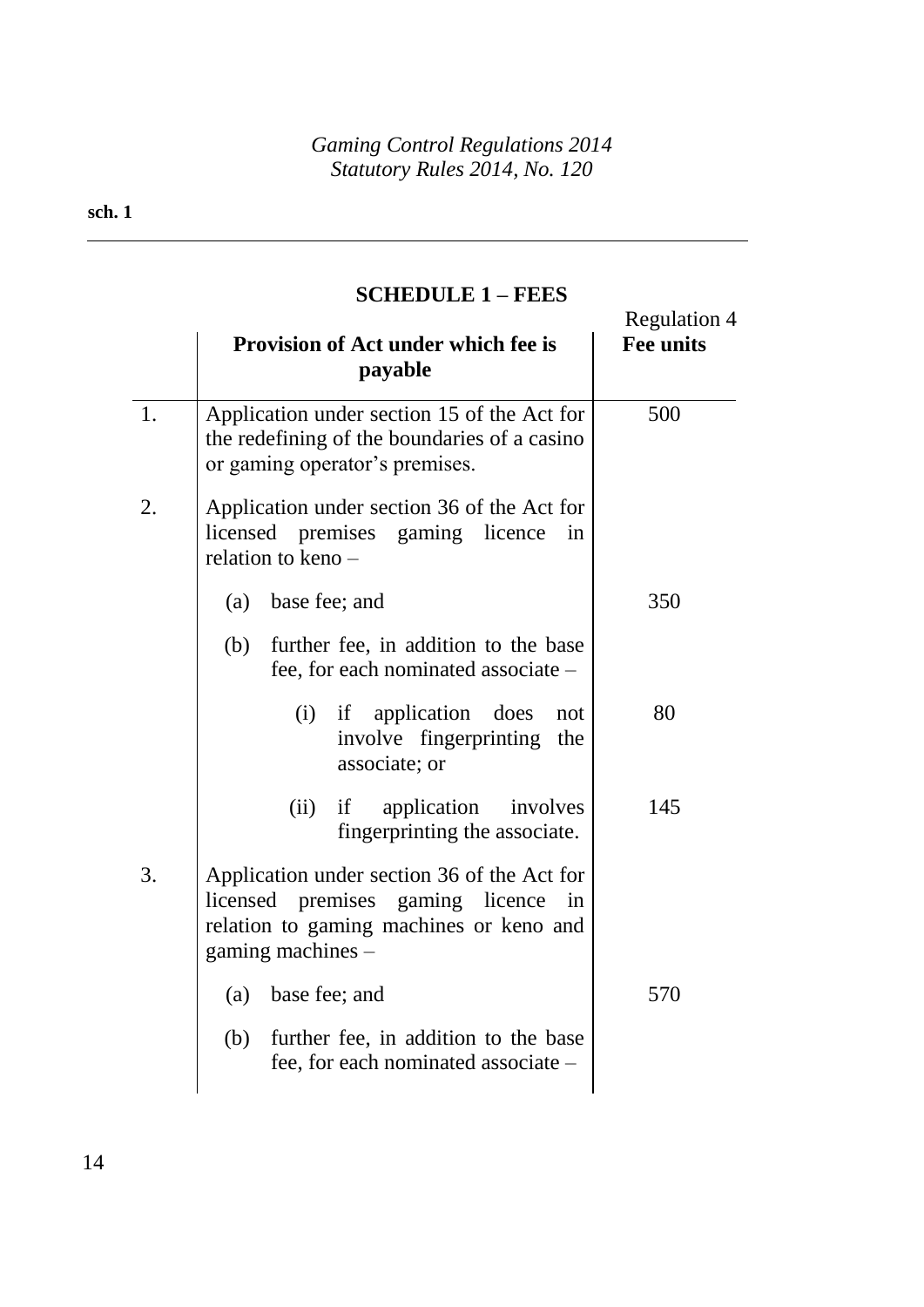## SCHEDULE 1 – FEES

Regulation 4

| | Provision of Act under which fee is payable | Fee units |
|---|---|---|
| 1. | Application under section 15 of the Act for the redefining of the boundaries of a casino or gaming operator's premises. | 500 |
| 2. | Application under section 36 of the Act for licensed premises gaming licence in relation to keno – | |
| | (a) base fee; and | 350 |
| | (b) further fee, in addition to the base fee, for each nominated associate – | |
| | (i) if application does not involve fingerprinting the associate; or | 80 |
| | (ii) if application involves fingerprinting the associate. | 145 |
| 3. | Application under section 36 of the Act for licensed premises gaming licence in relation to gaming machines or keno and gaming machines – | |
| | (a) base fee; and | 570 |
| | (b) further fee, in addition to the base fee, for each nominated associate – | |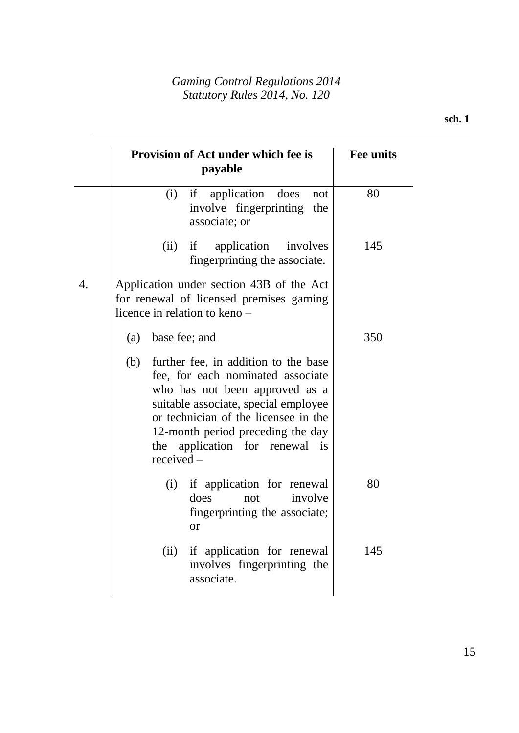| | Provision of Act under which fee is payable | Fee units |
|---|---|---|
| | (i) if application does not involve fingerprinting the associate; or | 80 |
| | (ii) if application involves fingerprinting the associate. | 145 |
| 4. | Application under section 43B of the Act for renewal of licensed premises gaming licence in relation to keno – | |
| | (a) base fee; and | 350 |
| | (b) further fee, in addition to the base fee, for each nominated associate who has not been approved as a suitable associate, special employee or technician of the licensee in the 12-month period preceding the day the application for renewal is received – | |
| | (i) if application for renewal does not involve fingerprinting the associate; or | 80 |
| | (ii) if application for renewal involves fingerprinting the associate. | 145 |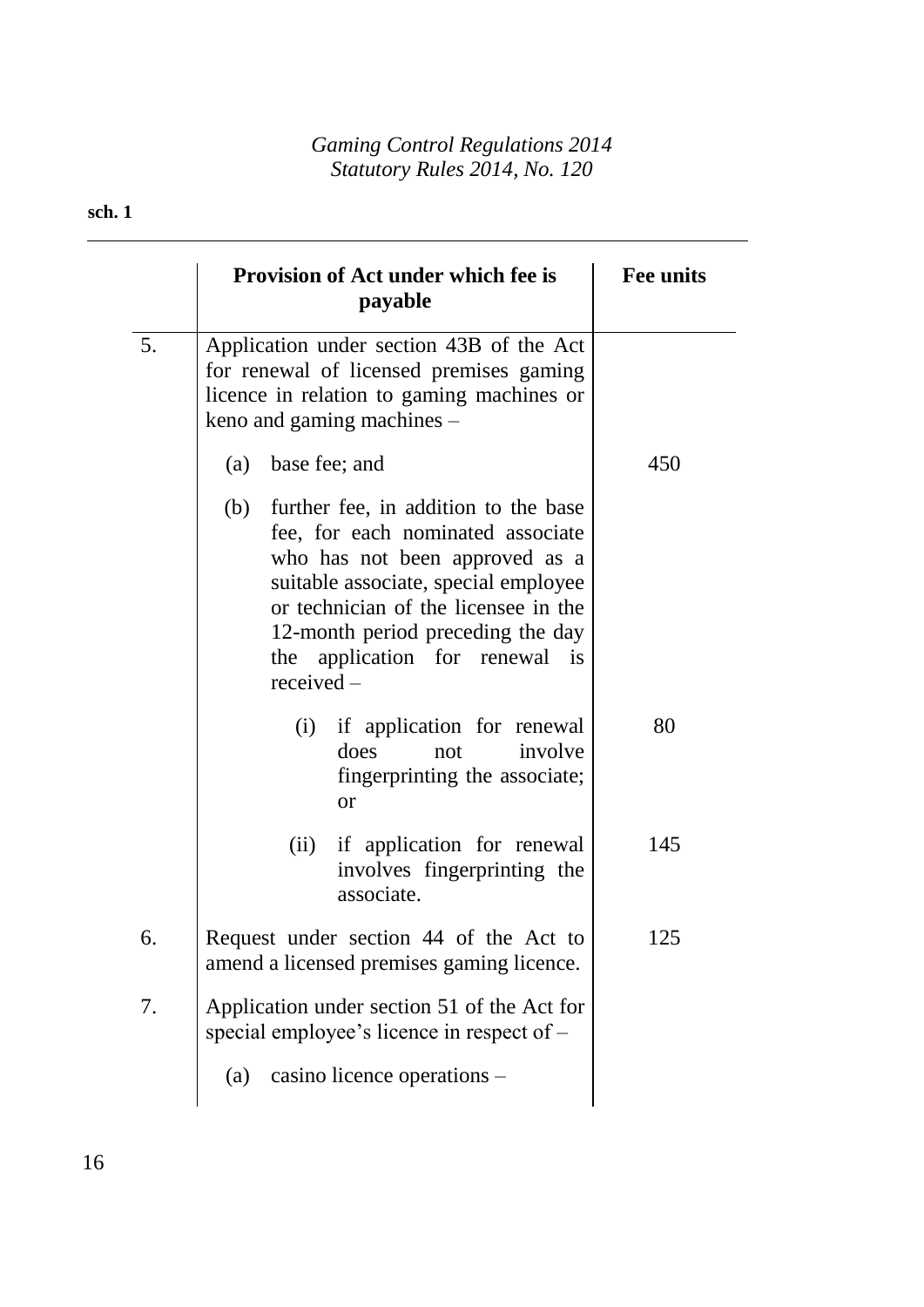| | Provision of Act under which fee is payable | Fee units |
|---|---|---|
| 5. | Application under section 43B of the Act for renewal of licensed premises gaming licence in relation to gaming machines or keno and gaming machines – | |
| | (a) base fee; and | 450 |
| | (b) further fee, in addition to the base fee, for each nominated associate who has not been approved as a suitable associate, special employee or technician of the licensee in the 12-month period preceding the day the application for renewal is received – | |
| | (i) if application for renewal does not involve fingerprinting the associate; or | 80 |
| | (ii) if application for renewal involves fingerprinting the associate. | 145 |
| 6. | Request under section 44 of the Act to amend a licensed premises gaming licence. | 125 |
| 7. | Application under section 51 of the Act for special employee's licence in respect of – | |
| | (a) casino licence operations – | |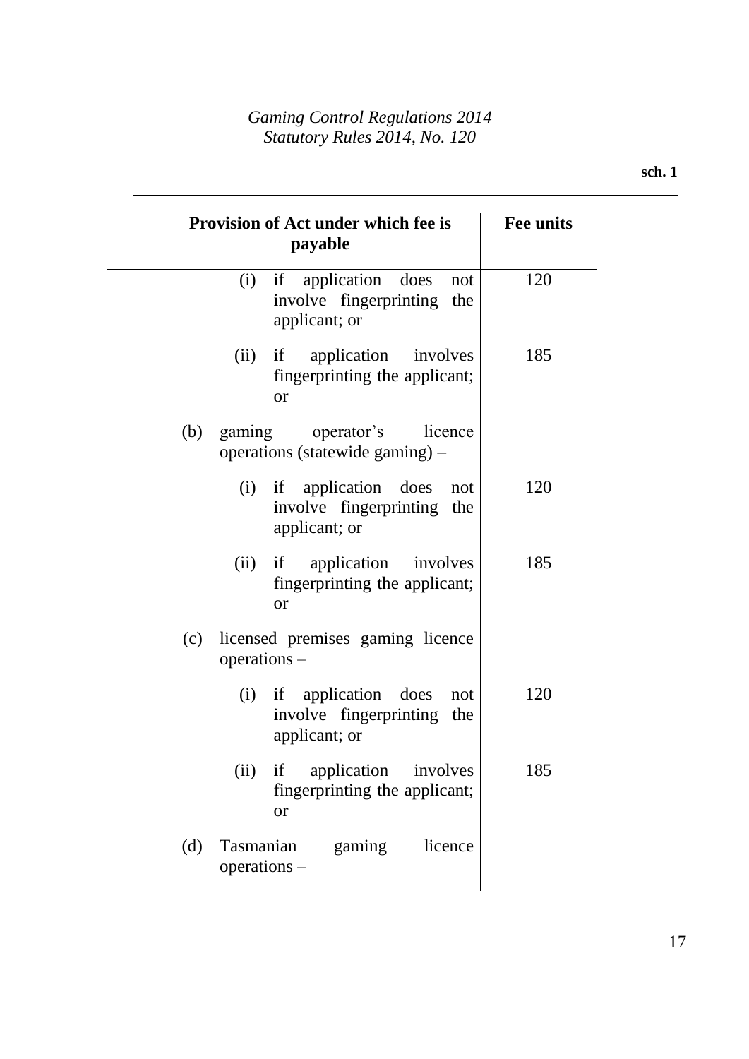| Provision of Act under which fee is payable | Fee units |
|---|---|
| (i) if application does not involve fingerprinting the applicant; or | 120 |
| (ii) if application involves fingerprinting the applicant; or | 185 |
| (b) gaming operator's licence operations (statewide gaming) – | |
| (i) if application does not involve fingerprinting the applicant; or | 120 |
| (ii) if application involves fingerprinting the applicant; or | 185 |
| (c) licensed premises gaming licence operations – | |
| (i) if application does not involve fingerprinting the applicant; or | 120 |
| (ii) if application involves fingerprinting the applicant; or | 185 |
| (d) Tasmanian gaming licence operations – | |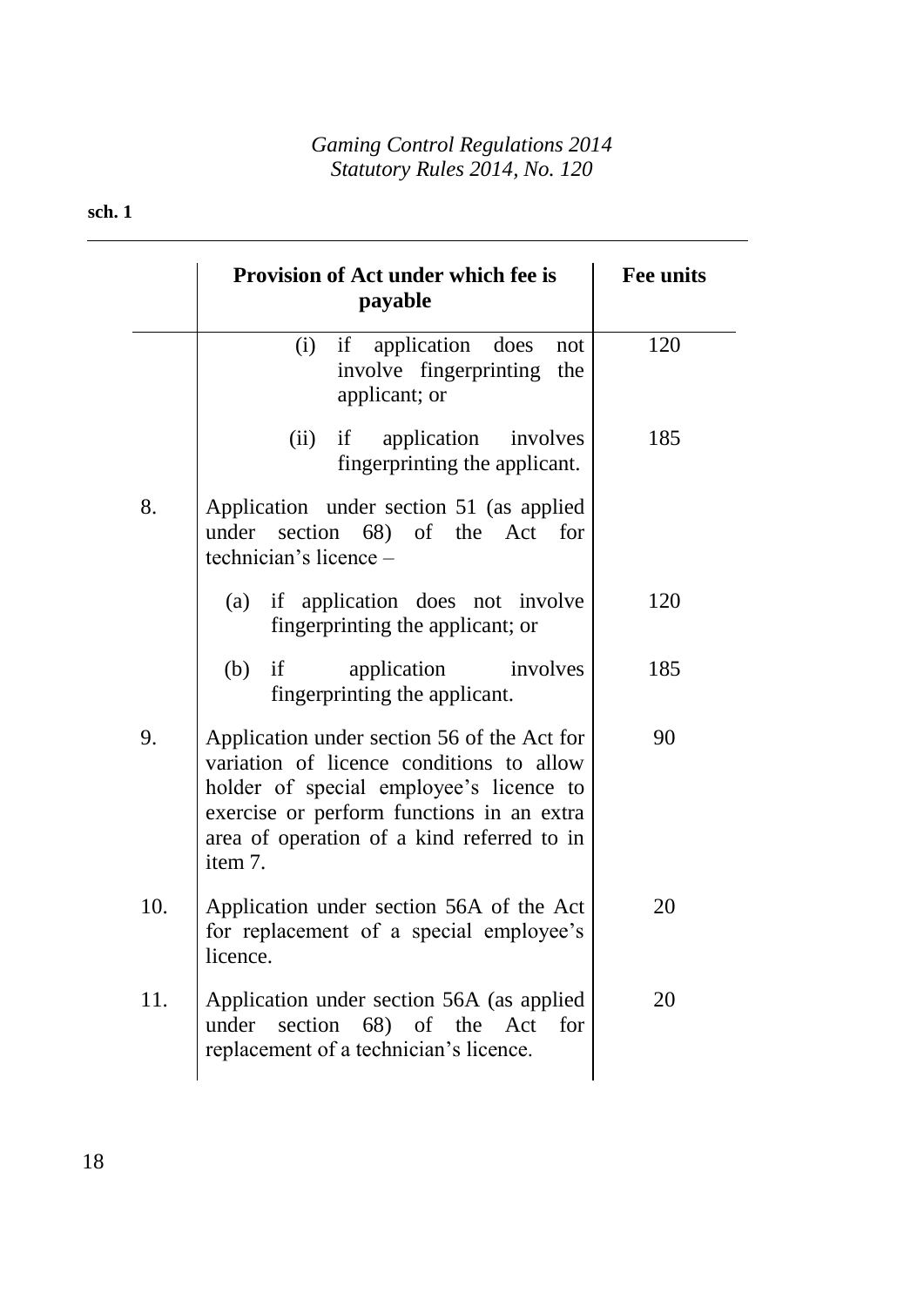| | Provision of Act under which fee is payable | Fee units |
|---|---|---|
| | (i) if application does not involve fingerprinting the applicant; or | 120 |
| | (ii) if application involves fingerprinting the applicant. | 185 |
| 8. | Application under section 51 (as applied under section 68) of the Act for technician's licence – | |
| | (a) if application does not involve fingerprinting the applicant; or | 120 |
| | (b) if application involves fingerprinting the applicant. | 185 |
| 9. | Application under section 56 of the Act for variation of licence conditions to allow holder of special employee's licence to exercise or perform functions in an extra area of operation of a kind referred to in item 7. | 90 |
| 10. | Application under section 56A of the Act for replacement of a special employee's licence. | 20 |
| 11. | Application under section 56A (as applied under section 68) of the Act for replacement of a technician's licence. | 20 |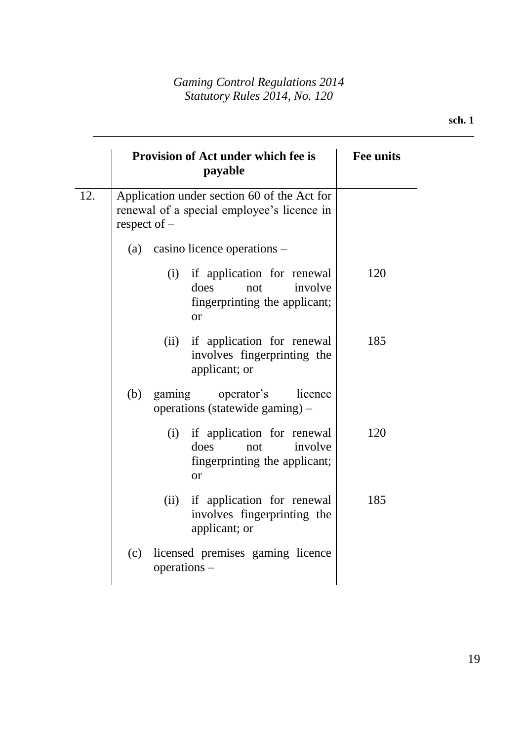| | Provision of Act under which fee is payable | Fee units |
|---|---|---|
| 12. | Application under section 60 of the Act for renewal of a special employee's licence in respect of – | |
| | (a) casino licence operations – | |
| | (i) if application for renewal does not involve fingerprinting the applicant; or | 120 |
| | (ii) if application for renewal involves fingerprinting the applicant; or | 185 |
| | (b) gaming operator's licence operations (statewide gaming) – | |
| | (i) if application for renewal does not involve fingerprinting the applicant; or | 120 |
| | (ii) if application for renewal involves fingerprinting the applicant; or | 185 |
| | (c) licensed premises gaming licence operations – | |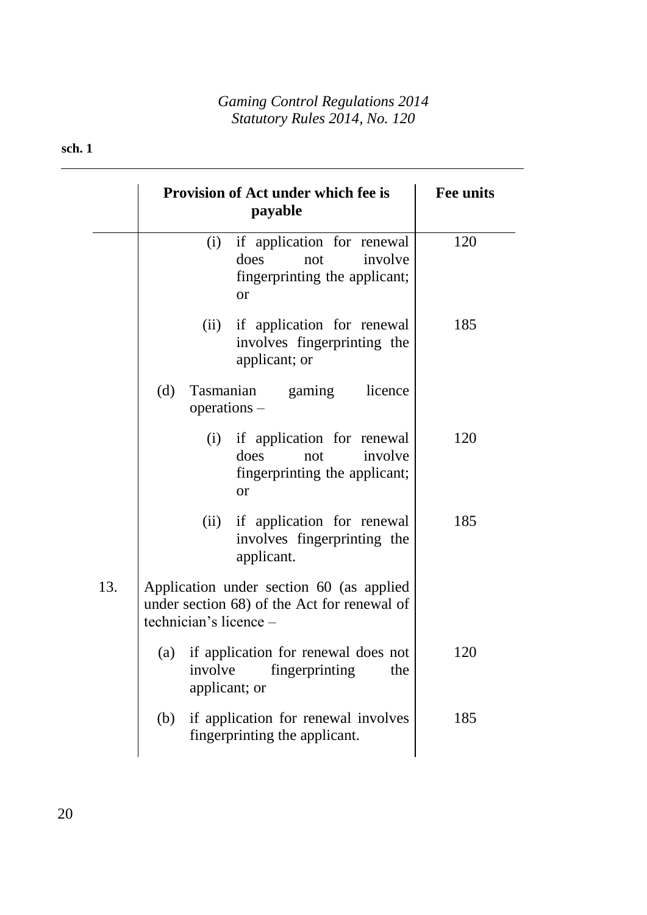| | Provision of Act under which fee is payable | Fee units |
|---|---|---|
| | (i) if application for renewal does not involve fingerprinting the applicant; or | 120 |
| | (ii) if application for renewal involves fingerprinting the applicant; or | 185 |
| | (d) Tasmanian gaming licence operations – | |
| | (i) if application for renewal does not involve fingerprinting the applicant; or | 120 |
| | (ii) if application for renewal involves fingerprinting the applicant. | 185 |
| 13. | Application under section 60 (as applied under section 68) of the Act for renewal of technician's licence – | |
| | (a) if application for renewal does not involve fingerprinting the applicant; or | 120 |
| | (b) if application for renewal involves fingerprinting the applicant. | 185 |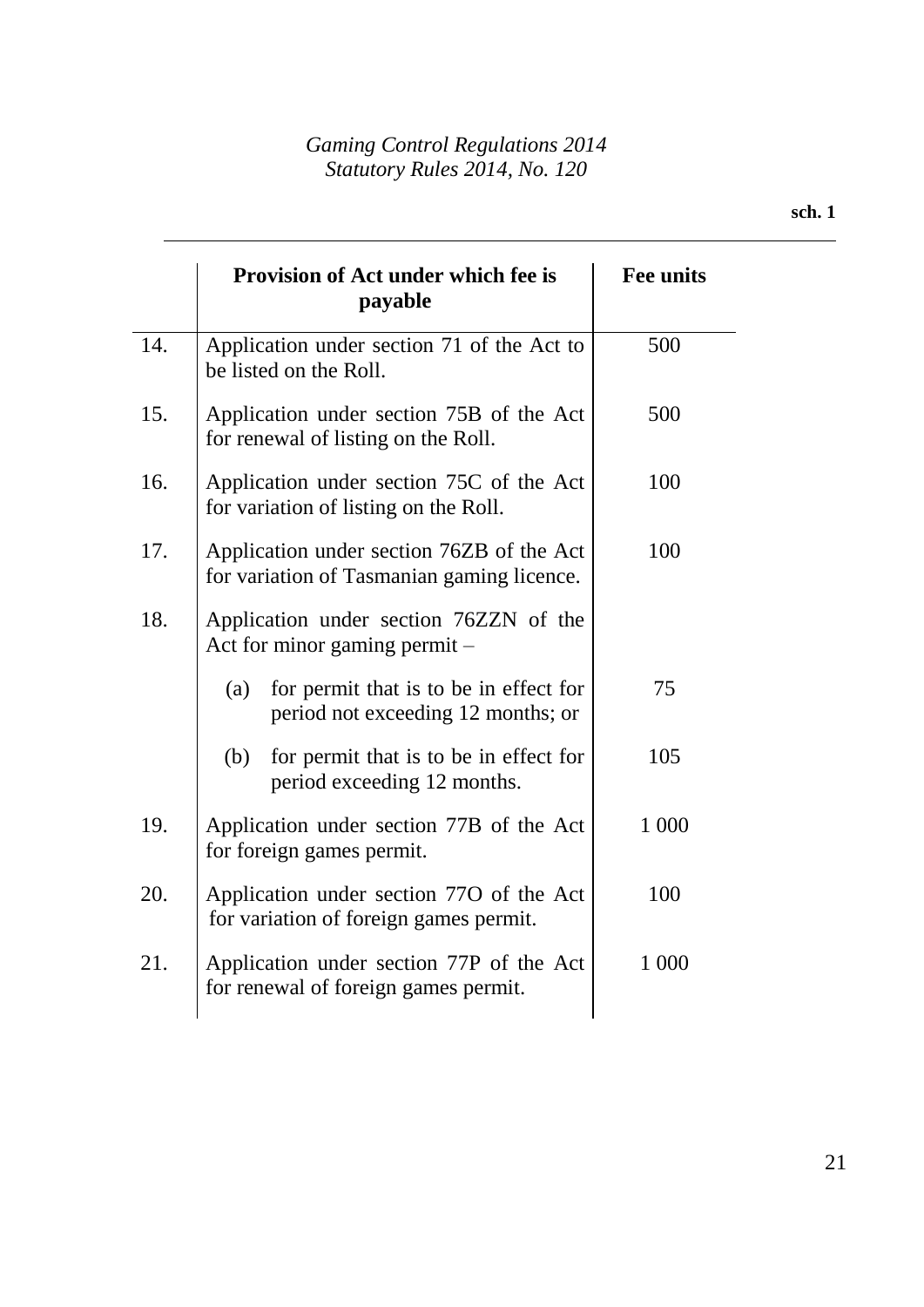| | Provision of Act under which fee is payable | Fee units |
|---|---|---|
| 14. | Application under section 71 of the Act to be listed on the Roll. | 500 |
| 15. | Application under section 75B of the Act for renewal of listing on the Roll. | 500 |
| 16. | Application under section 75C of the Act for variation of listing on the Roll. | 100 |
| 17. | Application under section 76ZB of the Act for variation of Tasmanian gaming licence. | 100 |
| 18. | Application under section 76ZZN of the Act for minor gaming permit – | |
| | (a) for permit that is to be in effect for period not exceeding 12 months; or | 75 |
| | (b) for permit that is to be in effect for period exceeding 12 months. | 105 |
| 19. | Application under section 77B of the Act for foreign games permit. | 1 000 |
| 20. | Application under section 77O of the Act for variation of foreign games permit. | 100 |
| 21. | Application under section 77P of the Act for renewal of foreign games permit. | 1 000 |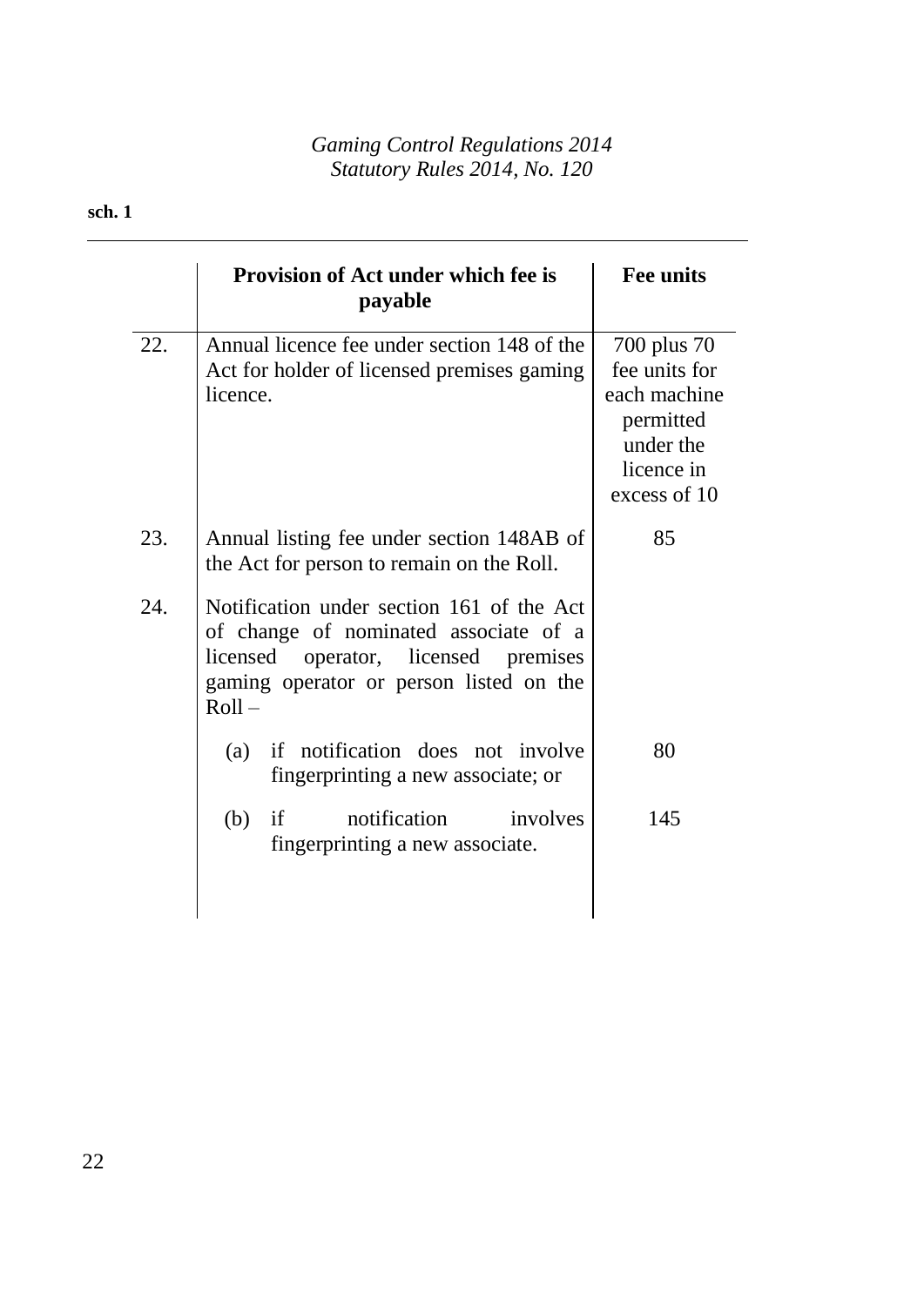| | Provision of Act under which fee is payable | Fee units |
|---|---|---|
| 22. | Annual licence fee under section 148 of the Act for holder of licensed premises gaming licence. | 700 plus 70 fee units for each machine permitted under the licence in excess of 10 |
| 23. | Annual listing fee under section 148AB of the Act for person to remain on the Roll. | 85 |
| 24. | Notification under section 161 of the Act of change of nominated associate of a licensed operator, licensed premises gaming operator or person listed on the Roll – | |
| | (a) if notification does not involve fingerprinting a new associate; or | 80 |
| | (b) if notification involves fingerprinting a new associate. | 145 |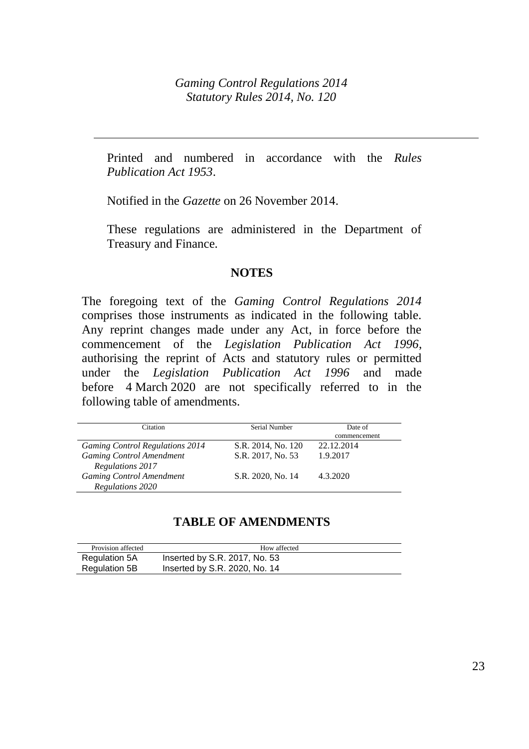*Gaming Control Regulations 2014*
*Statutory Rules 2014, No. 120*

---

Printed and numbered in accordance with the *Rules Publication Act 1953*.

Notified in the *Gazette* on 26 November 2014.

These regulations are administered in the Department of Treasury and Finance.

## NOTES

The foregoing text of the *Gaming Control Regulations 2014* comprises those instruments as indicated in the following table. Any reprint changes made under any Act, in force before the commencement of the *Legislation Publication Act 1996*, authorising the reprint of Acts and statutory rules or permitted under the *Legislation Publication Act 1996* and made before 4 March 2020 are not specifically referred to in the following table of amendments.

| Citation | Serial Number | Date of commencement |
|---|---|---|
| *Gaming Control Regulations 2014* | S.R. 2014, No. 120 | 22.12.2014 |
| *Gaming Control Amendment Regulations 2017* | S.R. 2017, No. 53 | 1.9.2017 |
| *Gaming Control Amendment Regulations 2020* | S.R. 2020, No. 14 | 4.3.2020 |

## TABLE OF AMENDMENTS

| Provision affected | How affected |
|---|---|
| Regulation 5A | Inserted by S.R. 2017, No. 53 |
| Regulation 5B | Inserted by S.R. 2020, No. 14 |